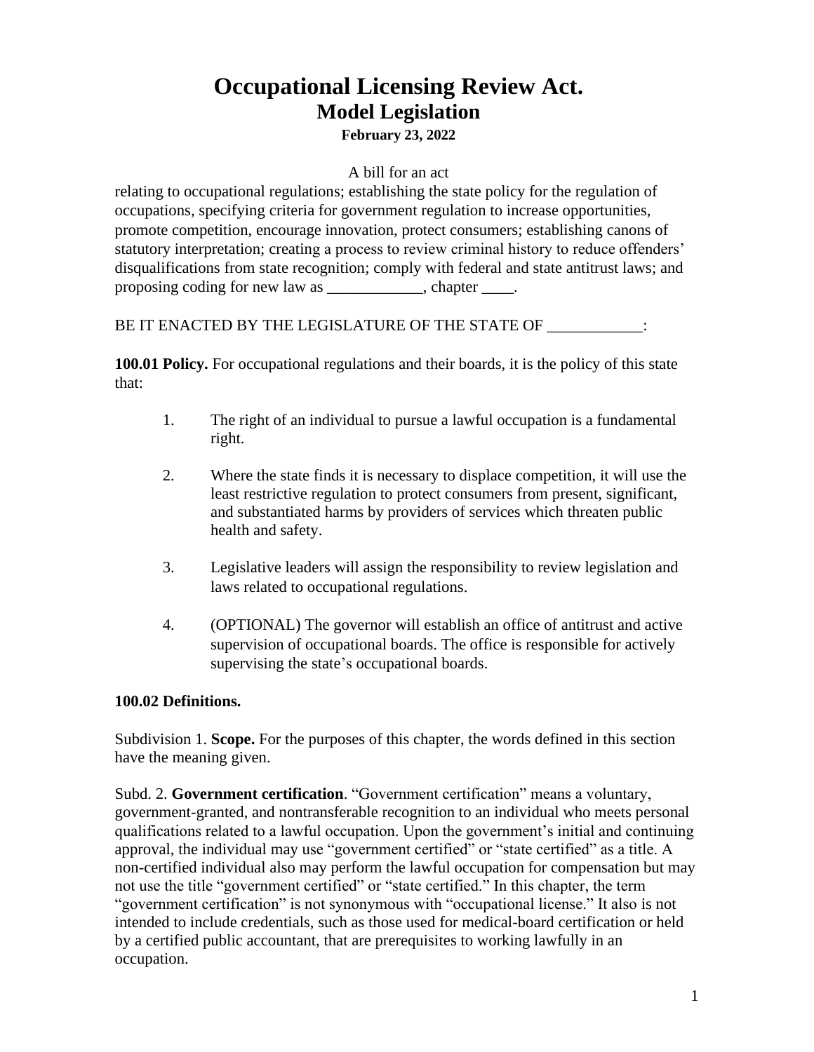# Occupational Licensing Review Act.

## Model Legislation

**February 23, 2022**

A bill for an act

relating to occupational regulations; establishing the state policy for the regulation of occupations, specifying criteria for government regulation to increase opportunities, promote competition, encourage innovation, protect consumers; establishing canons of statutory interpretation; creating a process to review criminal history to reduce offenders' disqualifications from state recognition; comply with federal and state antitrust laws; and proposing coding for new law as ____________, chapter ____.

BE IT ENACTED BY THE LEGISLATURE OF THE STATE OF ____________:

**100.01 Policy.** For occupational regulations and their boards, it is the policy of this state that:

1. The right of an individual to pursue a lawful occupation is a fundamental right.
2. Where the state finds it is necessary to displace competition, it will use the least restrictive regulation to protect consumers from present, significant, and substantiated harms by providers of services which threaten public health and safety.
3. Legislative leaders will assign the responsibility to review legislation and laws related to occupational regulations.
4. (OPTIONAL) The governor will establish an office of antitrust and active supervision of occupational boards. The office is responsible for actively supervising the state's occupational boards.

**100.02 Definitions.**

Subdivision 1. **Scope.** For the purposes of this chapter, the words defined in this section have the meaning given.

Subd. 2. **Government certification**. "Government certification" means a voluntary, government-granted, and nontransferable recognition to an individual who meets personal qualifications related to a lawful occupation. Upon the government's initial and continuing approval, the individual may use "government certified" or "state certified" as a title. A non-certified individual also may perform the lawful occupation for compensation but may not use the title "government certified" or "state certified." In this chapter, the term "government certification" is not synonymous with "occupational license." It also is not intended to include credentials, such as those used for medical-board certification or held by a certified public accountant, that are prerequisites to working lawfully in an occupation.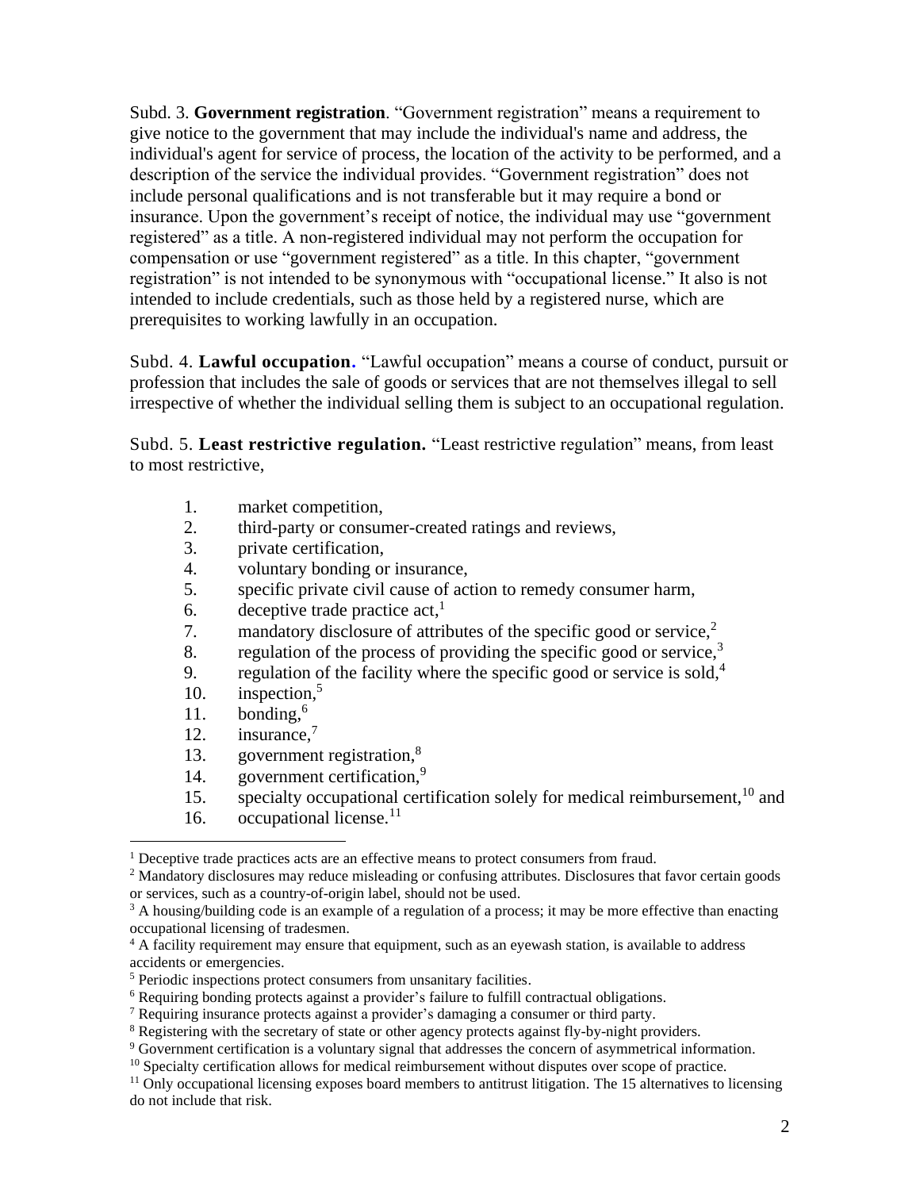Subd. 3. **Government registration**. “Government registration” means a requirement to give notice to the government that may include the individual's name and address, the individual's agent for service of process, the location of the activity to be performed, and a description of the service the individual provides. “Government registration” does not include personal qualifications and is not transferable but it may require a bond or insurance. Upon the government’s receipt of notice, the individual may use “government registered” as a title. A non-registered individual may not perform the occupation for compensation or use “government registered” as a title. In this chapter, “government registration” is not intended to be synonymous with “occupational license.” It also is not intended to include credentials, such as those held by a registered nurse, which are prerequisites to working lawfully in an occupation.

Subd. 4. **Lawful occupation.** “Lawful occupation” means a course of conduct, pursuit or profession that includes the sale of goods or services that are not themselves illegal to sell irrespective of whether the individual selling them is subject to an occupational regulation.

Subd. 5. **Least restrictive regulation.** “Least restrictive regulation” means, from least to most restrictive,

1. market competition,
2. third-party or consumer-created ratings and reviews,
3. private certification,
4. voluntary bonding or insurance,
5. specific private civil cause of action to remedy consumer harm,
6. deceptive trade practice act,[1]
7. mandatory disclosure of attributes of the specific good or service,[2]
8. regulation of the process of providing the specific good or service,[3]
9. regulation of the facility where the specific good or service is sold,[4]
10. inspection,[5]
11. bonding,[6]
12. insurance,[7]
13. government registration,[8]
14. government certification,[9]
15. specialty occupational certification solely for medical reimbursement,[10] and
16. occupational license.[11]

---

[1] Deceptive trade practices acts are an effective means to protect consumers from fraud.

[2] Mandatory disclosures may reduce misleading or confusing attributes. Disclosures that favor certain goods or services, such as a country-of-origin label, should not be used.

[3] A housing/building code is an example of a regulation of a process; it may be more effective than enacting occupational licensing of tradesmen.

[4] A facility requirement may ensure that equipment, such as an eyewash station, is available to address accidents or emergencies.

[5] Periodic inspections protect consumers from unsanitary facilities.

[6] Requiring bonding protects against a provider’s failure to fulfill contractual obligations.

[7] Requiring insurance protects against a provider’s damaging a consumer or third party.

[8] Registering with the secretary of state or other agency protects against fly-by-night providers.

[9] Government certification is a voluntary signal that addresses the concern of asymmetrical information.

[10] Specialty certification allows for medical reimbursement without disputes over scope of practice.

[11] Only occupational licensing exposes board members to antitrust litigation. The 15 alternatives to licensing do not include that risk.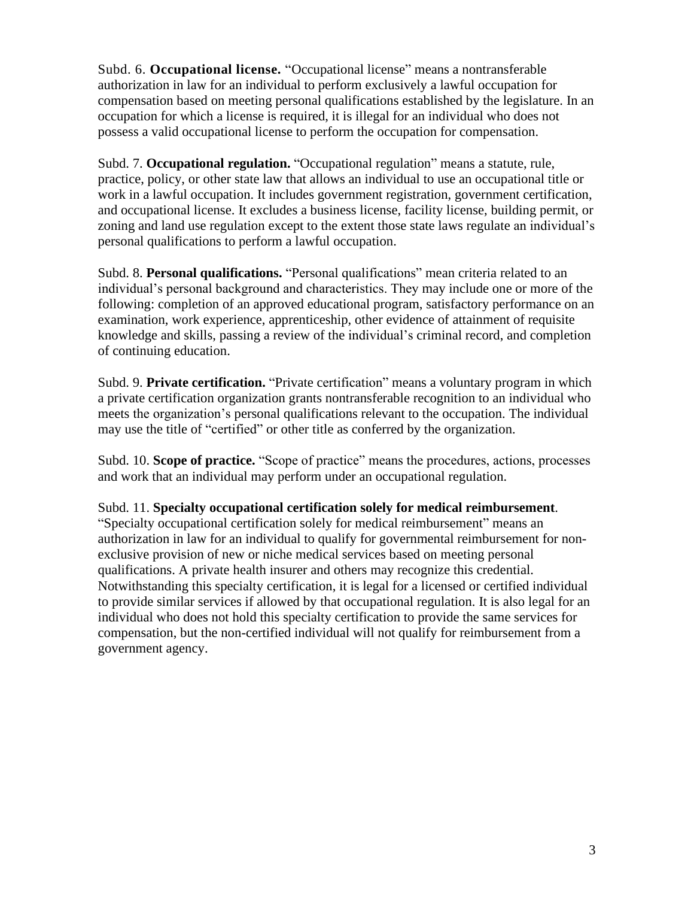Subd. 6. **Occupational license.** "Occupational license" means a nontransferable authorization in law for an individual to perform exclusively a lawful occupation for compensation based on meeting personal qualifications established by the legislature. In an occupation for which a license is required, it is illegal for an individual who does not possess a valid occupational license to perform the occupation for compensation.

Subd. 7. **Occupational regulation.** "Occupational regulation" means a statute, rule, practice, policy, or other state law that allows an individual to use an occupational title or work in a lawful occupation. It includes government registration, government certification, and occupational license. It excludes a business license, facility license, building permit, or zoning and land use regulation except to the extent those state laws regulate an individual's personal qualifications to perform a lawful occupation.

Subd. 8. **Personal qualifications.** "Personal qualifications" mean criteria related to an individual's personal background and characteristics. They may include one or more of the following: completion of an approved educational program, satisfactory performance on an examination, work experience, apprenticeship, other evidence of attainment of requisite knowledge and skills, passing a review of the individual's criminal record, and completion of continuing education.

Subd. 9. **Private certification.** "Private certification" means a voluntary program in which a private certification organization grants nontransferable recognition to an individual who meets the organization's personal qualifications relevant to the occupation. The individual may use the title of "certified" or other title as conferred by the organization.

Subd. 10. **Scope of practice.** "Scope of practice" means the procedures, actions, processes and work that an individual may perform under an occupational regulation.

Subd. 11. **Specialty occupational certification solely for medical reimbursement**. "Specialty occupational certification solely for medical reimbursement" means an authorization in law for an individual to qualify for governmental reimbursement for non-exclusive provision of new or niche medical services based on meeting personal qualifications. A private health insurer and others may recognize this credential. Notwithstanding this specialty certification, it is legal for a licensed or certified individual to provide similar services if allowed by that occupational regulation. It is also legal for an individual who does not hold this specialty certification to provide the same services for compensation, but the non-certified individual will not qualify for reimbursement from a government agency.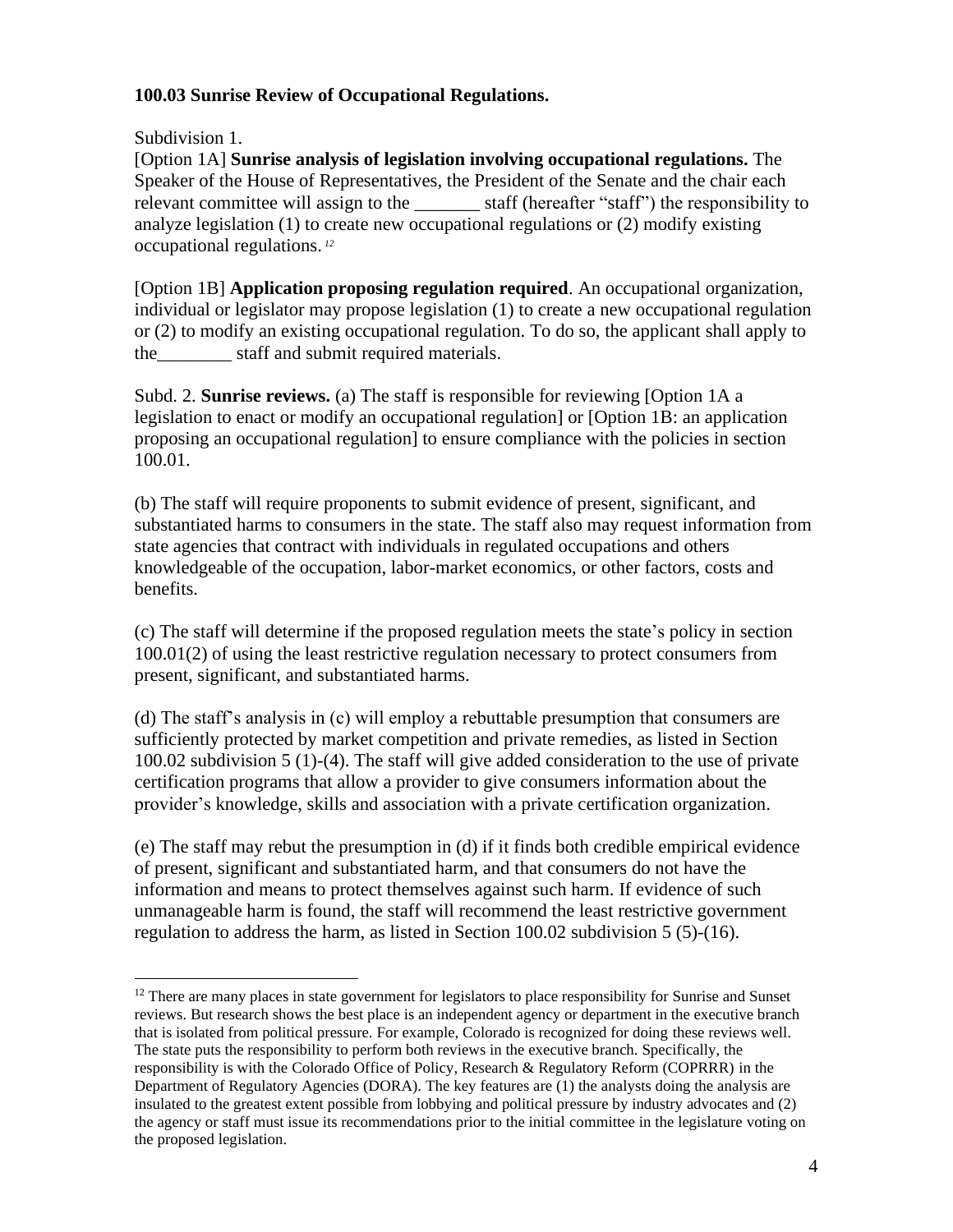**100.03 Sunrise Review of Occupational Regulations.**

Subdivision 1.

[Option 1A] **Sunrise analysis of legislation involving occupational regulations.** The Speaker of the House of Representatives, the President of the Senate and the chair each relevant committee will assign to the _______ staff (hereafter "staff") the responsibility to analyze legislation (1) to create new occupational regulations or (2) modify existing occupational regulations.[12]

[Option 1B] **Application proposing regulation required**. An occupational organization, individual or legislator may propose legislation (1) to create a new occupational regulation or (2) to modify an existing occupational regulation. To do so, the applicant shall apply to the________ staff and submit required materials.

Subd. 2. **Sunrise reviews.** (a) The staff is responsible for reviewing [Option 1A a legislation to enact or modify an occupational regulation] or [Option 1B: an application proposing an occupational regulation] to ensure compliance with the policies in section 100.01.

(b) The staff will require proponents to submit evidence of present, significant, and substantiated harms to consumers in the state. The staff also may request information from state agencies that contract with individuals in regulated occupations and others knowledgeable of the occupation, labor-market economics, or other factors, costs and benefits.

(c) The staff will determine if the proposed regulation meets the state's policy in section 100.01(2) of using the least restrictive regulation necessary to protect consumers from present, significant, and substantiated harms.

(d) The staff's analysis in (c) will employ a rebuttable presumption that consumers are sufficiently protected by market competition and private remedies, as listed in Section 100.02 subdivision 5 (1)-(4). The staff will give added consideration to the use of private certification programs that allow a provider to give consumers information about the provider's knowledge, skills and association with a private certification organization.

(e) The staff may rebut the presumption in (d) if it finds both credible empirical evidence of present, significant and substantiated harm, and that consumers do not have the information and means to protect themselves against such harm. If evidence of such unmanageable harm is found, the staff will recommend the least restrictive government regulation to address the harm, as listed in Section 100.02 subdivision 5 (5)-(16).

---

[12] There are many places in state government for legislators to place responsibility for Sunrise and Sunset reviews. But research shows the best place is an independent agency or department in the executive branch that is isolated from political pressure. For example, Colorado is recognized for doing these reviews well. The state puts the responsibility to perform both reviews in the executive branch. Specifically, the responsibility is with the Colorado Office of Policy, Research & Regulatory Reform (COPRRR) in the Department of Regulatory Agencies (DORA). The key features are (1) the analysts doing the analysis are insulated to the greatest extent possible from lobbying and political pressure by industry advocates and (2) the agency or staff must issue its recommendations prior to the initial committee in the legislature voting on the proposed legislation.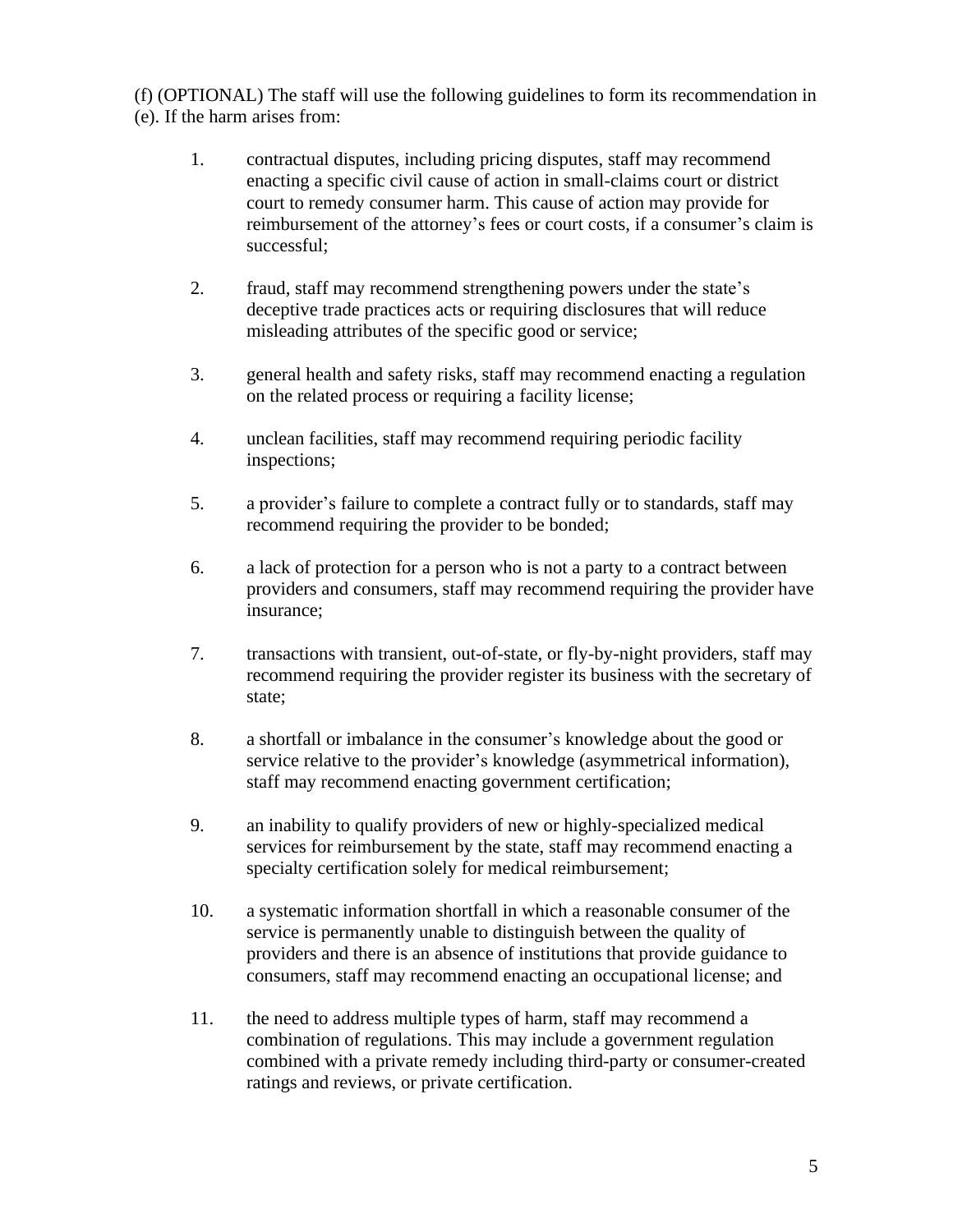(f) (OPTIONAL) The staff will use the following guidelines to form its recommendation in (e). If the harm arises from:

1. contractual disputes, including pricing disputes, staff may recommend enacting a specific civil cause of action in small-claims court or district court to remedy consumer harm. This cause of action may provide for reimbursement of the attorney's fees or court costs, if a consumer's claim is successful;

2. fraud, staff may recommend strengthening powers under the state's deceptive trade practices acts or requiring disclosures that will reduce misleading attributes of the specific good or service;

3. general health and safety risks, staff may recommend enacting a regulation on the related process or requiring a facility license;

4. unclean facilities, staff may recommend requiring periodic facility inspections;

5. a provider's failure to complete a contract fully or to standards, staff may recommend requiring the provider to be bonded;

6. a lack of protection for a person who is not a party to a contract between providers and consumers, staff may recommend requiring the provider have insurance;

7. transactions with transient, out-of-state, or fly-by-night providers, staff may recommend requiring the provider register its business with the secretary of state;

8. a shortfall or imbalance in the consumer's knowledge about the good or service relative to the provider's knowledge (asymmetrical information), staff may recommend enacting government certification;

9. an inability to qualify providers of new or highly-specialized medical services for reimbursement by the state, staff may recommend enacting a specialty certification solely for medical reimbursement;

10. a systematic information shortfall in which a reasonable consumer of the service is permanently unable to distinguish between the quality of providers and there is an absence of institutions that provide guidance to consumers, staff may recommend enacting an occupational license; and

11. the need to address multiple types of harm, staff may recommend a combination of regulations. This may include a government regulation combined with a private remedy including third-party or consumer-created ratings and reviews, or private certification.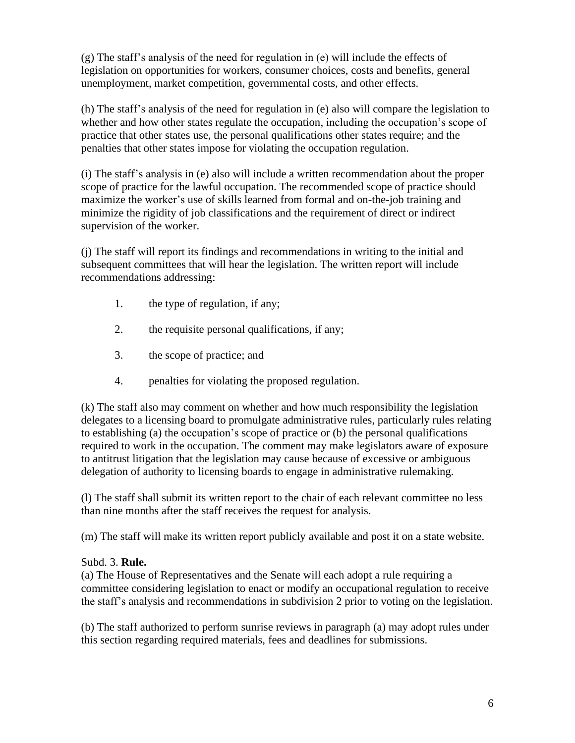(g) The staff's analysis of the need for regulation in (e) will include the effects of legislation on opportunities for workers, consumer choices, costs and benefits, general unemployment, market competition, governmental costs, and other effects.

(h) The staff's analysis of the need for regulation in (e) also will compare the legislation to whether and how other states regulate the occupation, including the occupation's scope of practice that other states use, the personal qualifications other states require; and the penalties that other states impose for violating the occupation regulation.

(i) The staff's analysis in (e) also will include a written recommendation about the proper scope of practice for the lawful occupation. The recommended scope of practice should maximize the worker's use of skills learned from formal and on-the-job training and minimize the rigidity of job classifications and the requirement of direct or indirect supervision of the worker.

(j) The staff will report its findings and recommendations in writing to the initial and subsequent committees that will hear the legislation. The written report will include recommendations addressing:

1. the type of regulation, if any;
2. the requisite personal qualifications, if any;
3. the scope of practice; and
4. penalties for violating the proposed regulation.

(k) The staff also may comment on whether and how much responsibility the legislation delegates to a licensing board to promulgate administrative rules, particularly rules relating to establishing (a) the occupation's scope of practice or (b) the personal qualifications required to work in the occupation. The comment may make legislators aware of exposure to antitrust litigation that the legislation may cause because of excessive or ambiguous delegation of authority to licensing boards to engage in administrative rulemaking.

(l) The staff shall submit its written report to the chair of each relevant committee no less than nine months after the staff receives the request for analysis.

(m) The staff will make its written report publicly available and post it on a state website.

Subd. 3. **Rule.**
(a) The House of Representatives and the Senate will each adopt a rule requiring a committee considering legislation to enact or modify an occupational regulation to receive the staff's analysis and recommendations in subdivision 2 prior to voting on the legislation.

(b) The staff authorized to perform sunrise reviews in paragraph (a) may adopt rules under this section regarding required materials, fees and deadlines for submissions.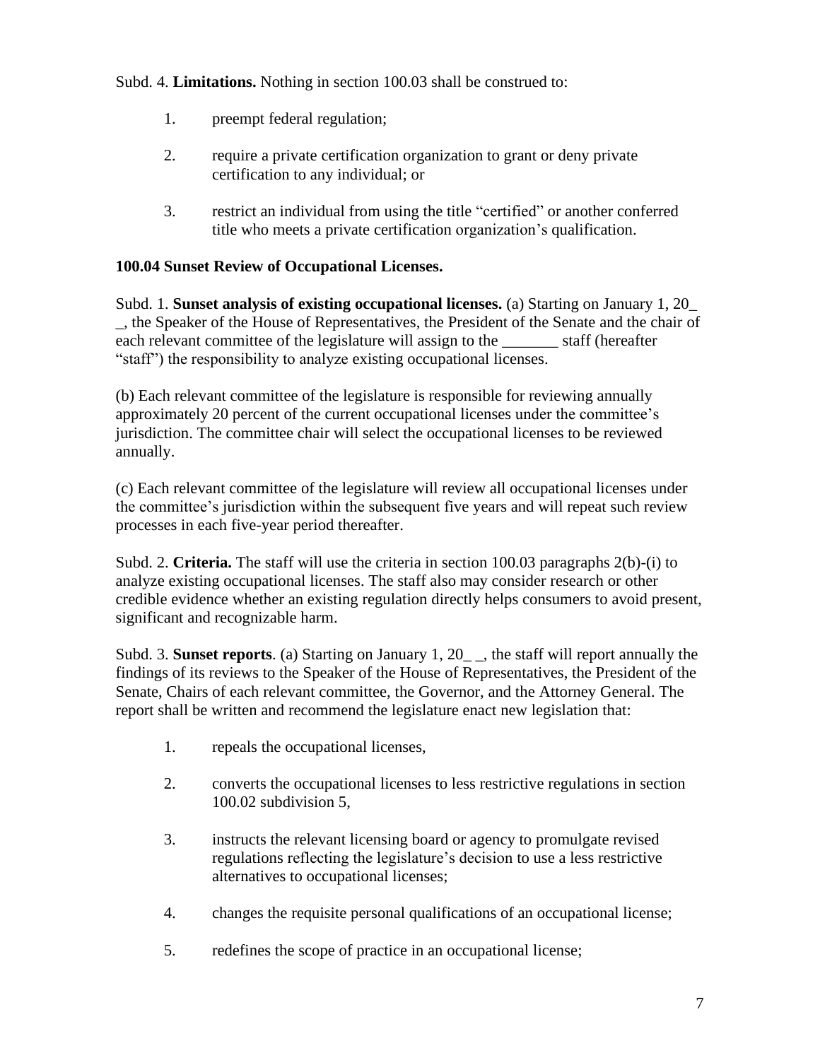Subd. 4. **Limitations.** Nothing in section 100.03 shall be construed to:

1. preempt federal regulation;
2. require a private certification organization to grant or deny private certification to any individual; or
3. restrict an individual from using the title "certified" or another conferred title who meets a private certification organization's qualification.

**100.04 Sunset Review of Occupational Licenses.**

Subd. 1. **Sunset analysis of existing occupational licenses.** (a) Starting on January 1, 20_ _, the Speaker of the House of Representatives, the President of the Senate and the chair of each relevant committee of the legislature will assign to the _______ staff (hereafter "staff") the responsibility to analyze existing occupational licenses.

(b) Each relevant committee of the legislature is responsible for reviewing annually approximately 20 percent of the current occupational licenses under the committee's jurisdiction. The committee chair will select the occupational licenses to be reviewed annually.

(c) Each relevant committee of the legislature will review all occupational licenses under the committee's jurisdiction within the subsequent five years and will repeat such review processes in each five-year period thereafter.

Subd. 2. **Criteria.** The staff will use the criteria in section 100.03 paragraphs 2(b)-(i) to analyze existing occupational licenses. The staff also may consider research or other credible evidence whether an existing regulation directly helps consumers to avoid present, significant and recognizable harm.

Subd. 3. **Sunset reports**. (a) Starting on January 1, 20_ _, the staff will report annually the findings of its reviews to the Speaker of the House of Representatives, the President of the Senate, Chairs of each relevant committee, the Governor, and the Attorney General. The report shall be written and recommend the legislature enact new legislation that:

1. repeals the occupational licenses,
2. converts the occupational licenses to less restrictive regulations in section 100.02 subdivision 5,
3. instructs the relevant licensing board or agency to promulgate revised regulations reflecting the legislature's decision to use a less restrictive alternatives to occupational licenses;
4. changes the requisite personal qualifications of an occupational license;
5. redefines the scope of practice in an occupational license;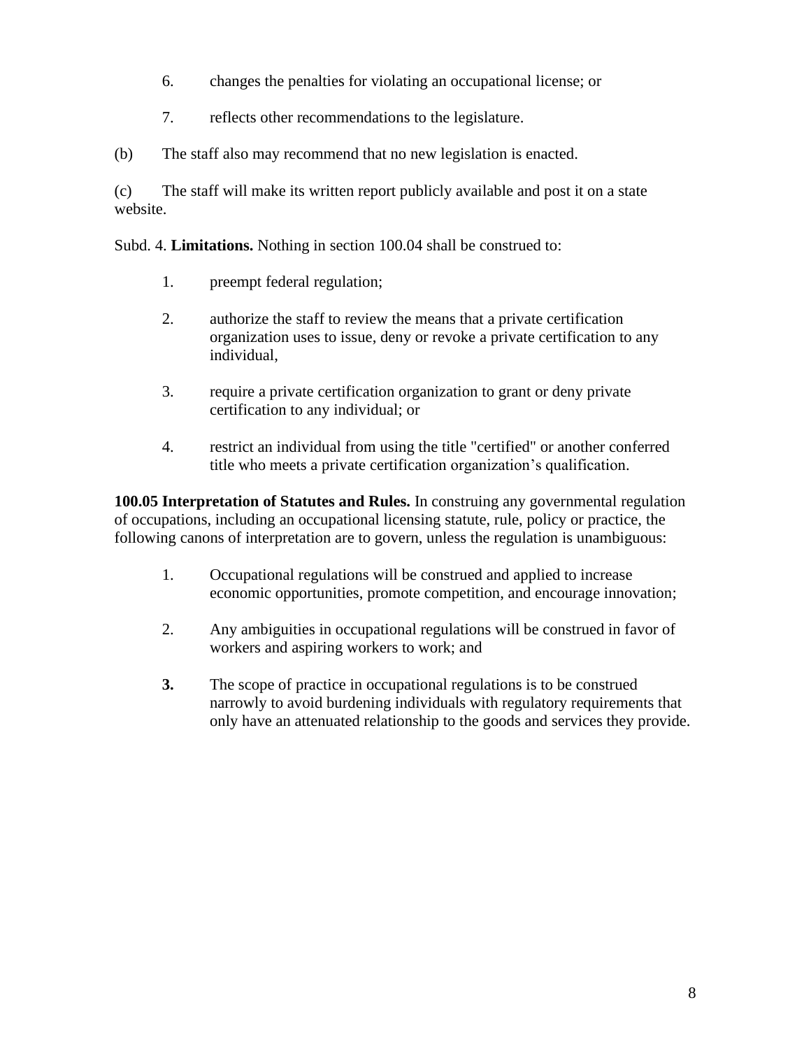6. changes the penalties for violating an occupational license; or

7. reflects other recommendations to the legislature.

(b) The staff also may recommend that no new legislation is enacted.

(c) The staff will make its written report publicly available and post it on a state website.

Subd. 4. **Limitations.** Nothing in section 100.04 shall be construed to:

1. preempt federal regulation;

2. authorize the staff to review the means that a private certification organization uses to issue, deny or revoke a private certification to any individual,

3. require a private certification organization to grant or deny private certification to any individual; or

4. restrict an individual from using the title "certified" or another conferred title who meets a private certification organization's qualification.

**100.05 Interpretation of Statutes and Rules.** In construing any governmental regulation of occupations, including an occupational licensing statute, rule, policy or practice, the following canons of interpretation are to govern, unless the regulation is unambiguous:

1. Occupational regulations will be construed and applied to increase economic opportunities, promote competition, and encourage innovation;

2. Any ambiguities in occupational regulations will be construed in favor of workers and aspiring workers to work; and

**3.** The scope of practice in occupational regulations is to be construed narrowly to avoid burdening individuals with regulatory requirements that only have an attenuated relationship to the goods and services they provide.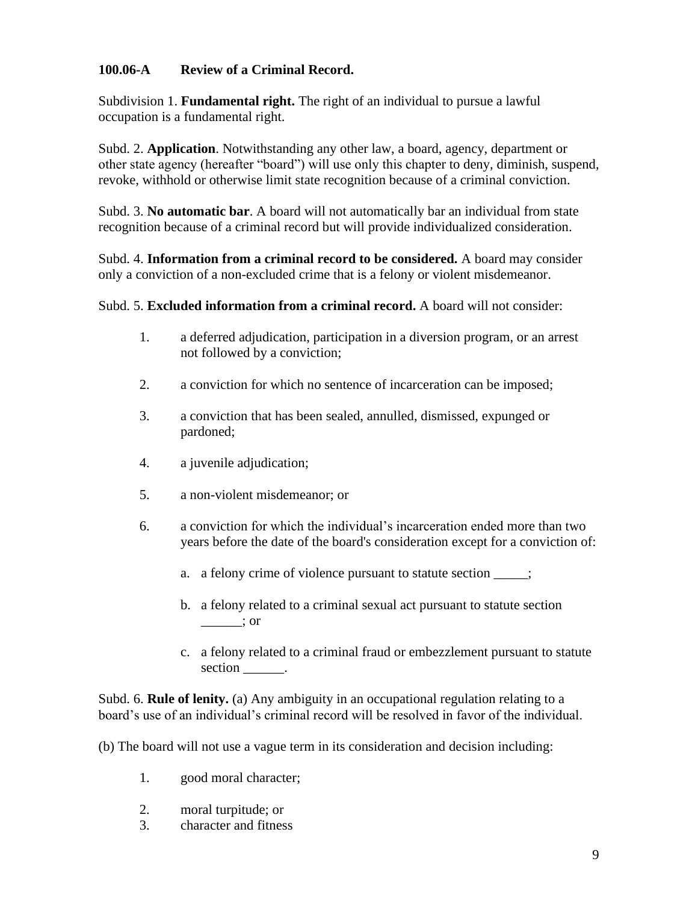**100.06-A Review of a Criminal Record.**

Subdivision 1. **Fundamental right.** The right of an individual to pursue a lawful occupation is a fundamental right.

Subd. 2. **Application**. Notwithstanding any other law, a board, agency, department or other state agency (hereafter "board") will use only this chapter to deny, diminish, suspend, revoke, withhold or otherwise limit state recognition because of a criminal conviction.

Subd. 3. **No automatic bar**. A board will not automatically bar an individual from state recognition because of a criminal record but will provide individualized consideration.

Subd. 4. **Information from a criminal record to be considered.** A board may consider only a conviction of a non-excluded crime that is a felony or violent misdemeanor.

Subd. 5. **Excluded information from a criminal record.** A board will not consider:

1. a deferred adjudication, participation in a diversion program, or an arrest not followed by a conviction;
2. a conviction for which no sentence of incarceration can be imposed;
3. a conviction that has been sealed, annulled, dismissed, expunged or pardoned;
4. a juvenile adjudication;
5. a non-violent misdemeanor; or
6. a conviction for which the individual's incarceration ended more than two years before the date of the board's consideration except for a conviction of:
   a. a felony crime of violence pursuant to statute section _____;
   b. a felony related to a criminal sexual act pursuant to statute section ______; or
   c. a felony related to a criminal fraud or embezzlement pursuant to statute section ______.

Subd. 6. **Rule of lenity.** (a) Any ambiguity in an occupational regulation relating to a board's use of an individual's criminal record will be resolved in favor of the individual.

(b) The board will not use a vague term in its consideration and decision including:

1. good moral character;
2. moral turpitude; or
3. character and fitness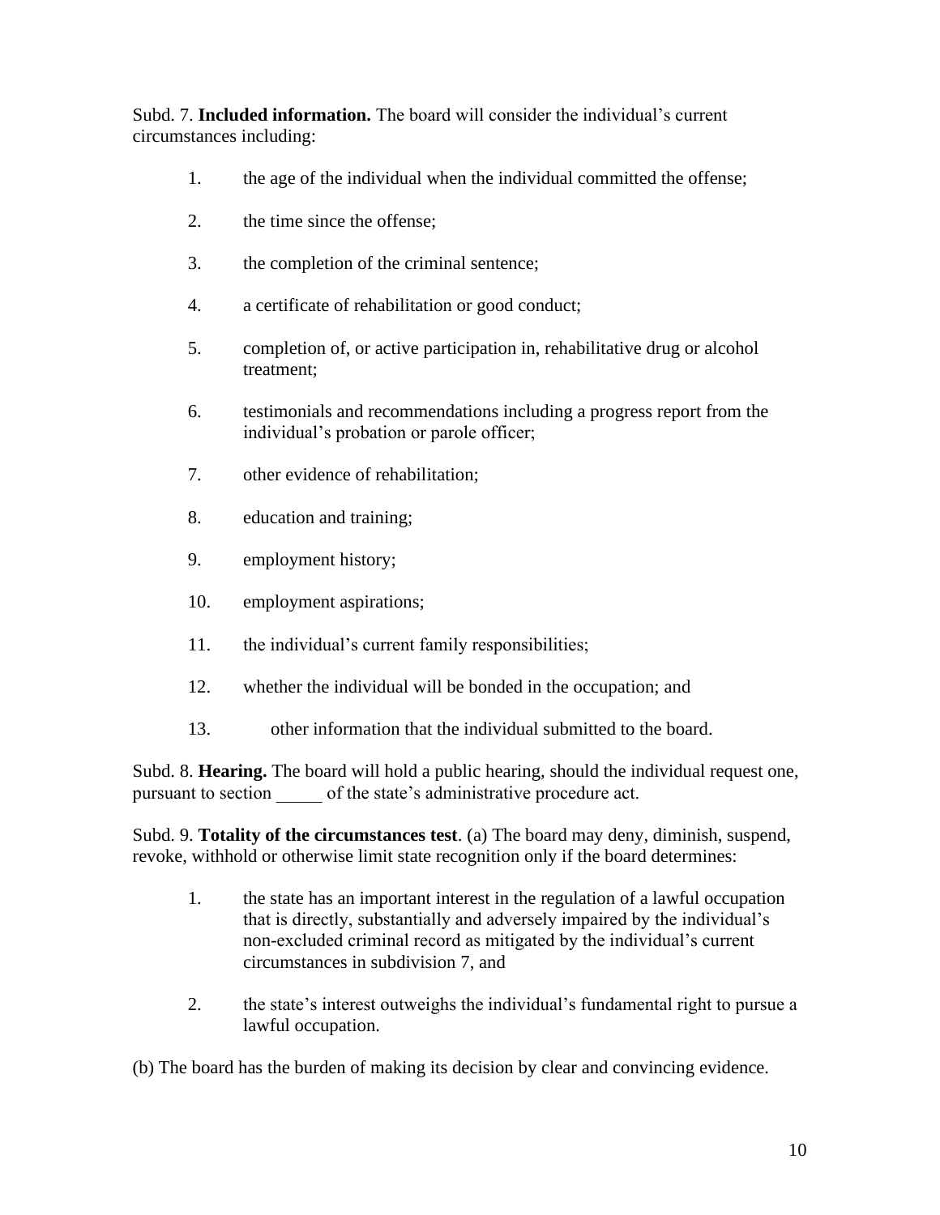Subd. 7. **Included information.** The board will consider the individual's current circumstances including:

1. the age of the individual when the individual committed the offense;
2. the time since the offense;
3. the completion of the criminal sentence;
4. a certificate of rehabilitation or good conduct;
5. completion of, or active participation in, rehabilitative drug or alcohol treatment;
6. testimonials and recommendations including a progress report from the individual's probation or parole officer;
7. other evidence of rehabilitation;
8. education and training;
9. employment history;
10. employment aspirations;
11. the individual's current family responsibilities;
12. whether the individual will be bonded in the occupation; and
13. other information that the individual submitted to the board.

Subd. 8. **Hearing.** The board will hold a public hearing, should the individual request one, pursuant to section _____ of the state's administrative procedure act.

Subd. 9. **Totality of the circumstances test**. (a) The board may deny, diminish, suspend, revoke, withhold or otherwise limit state recognition only if the board determines:

1. the state has an important interest in the regulation of a lawful occupation that is directly, substantially and adversely impaired by the individual's non-excluded criminal record as mitigated by the individual's current circumstances in subdivision 7, and
2. the state's interest outweighs the individual's fundamental right to pursue a lawful occupation.

(b) The board has the burden of making its decision by clear and convincing evidence.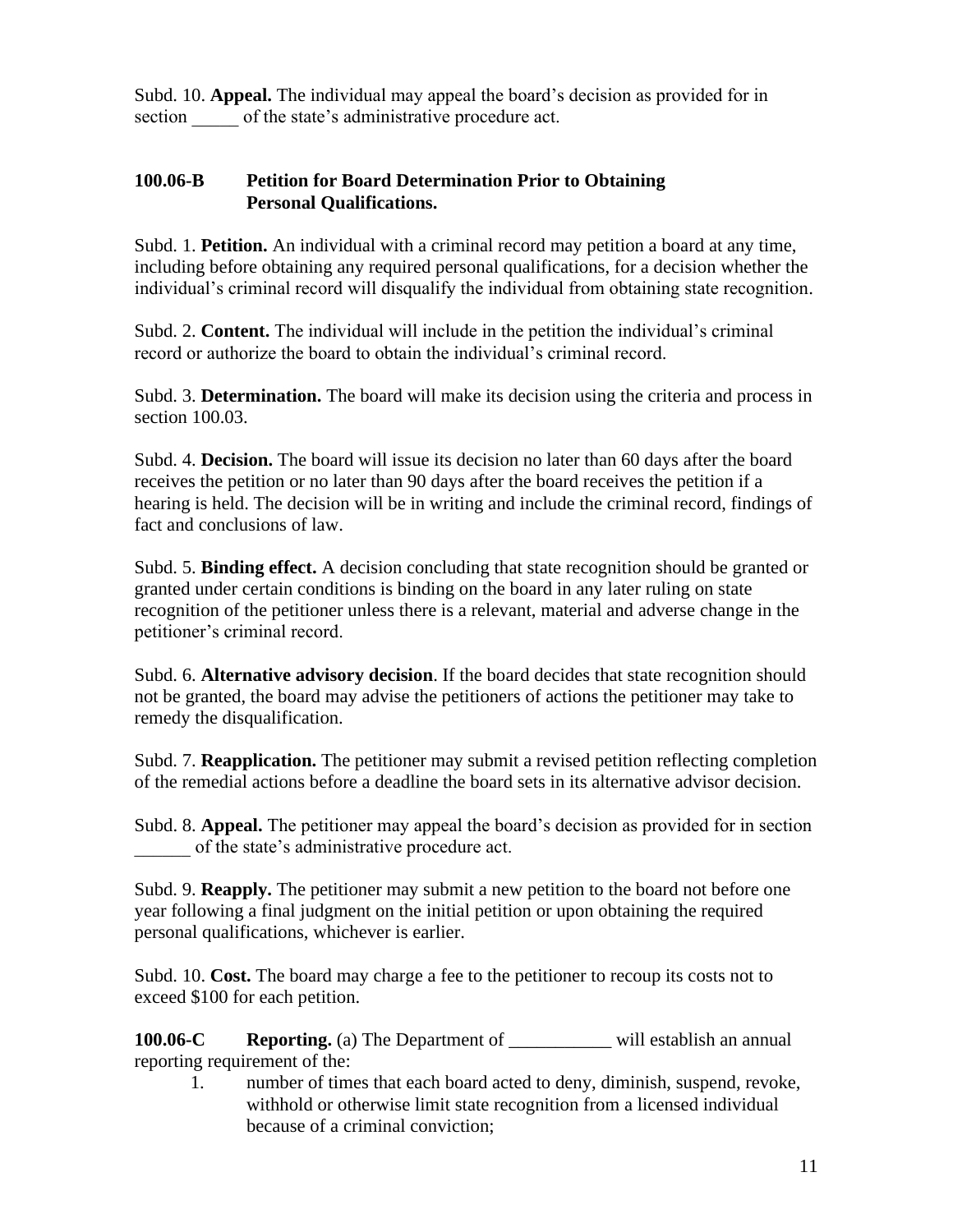Subd. 10. **Appeal.** The individual may appeal the board's decision as provided for in section _____ of the state's administrative procedure act.

### 100.06-B Petition for Board Determination Prior to Obtaining Personal Qualifications.

Subd. 1. **Petition.** An individual with a criminal record may petition a board at any time, including before obtaining any required personal qualifications, for a decision whether the individual's criminal record will disqualify the individual from obtaining state recognition.

Subd. 2. **Content.** The individual will include in the petition the individual's criminal record or authorize the board to obtain the individual's criminal record.

Subd. 3. **Determination.** The board will make its decision using the criteria and process in section 100.03.

Subd. 4. **Decision.** The board will issue its decision no later than 60 days after the board receives the petition or no later than 90 days after the board receives the petition if a hearing is held. The decision will be in writing and include the criminal record, findings of fact and conclusions of law.

Subd. 5. **Binding effect.** A decision concluding that state recognition should be granted or granted under certain conditions is binding on the board in any later ruling on state recognition of the petitioner unless there is a relevant, material and adverse change in the petitioner's criminal record.

Subd. 6. **Alternative advisory decision**. If the board decides that state recognition should not be granted, the board may advise the petitioners of actions the petitioner may take to remedy the disqualification.

Subd. 7. **Reapplication.** The petitioner may submit a revised petition reflecting completion of the remedial actions before a deadline the board sets in its alternative advisor decision.

Subd. 8. **Appeal.** The petitioner may appeal the board's decision as provided for in section ______ of the state's administrative procedure act.

Subd. 9. **Reapply.** The petitioner may submit a new petition to the board not before one year following a final judgment on the initial petition or upon obtaining the required personal qualifications, whichever is earlier.

Subd. 10. **Cost.** The board may charge a fee to the petitioner to recoup its costs not to exceed $100 for each petition.

**100.06-C Reporting.** (a) The Department of ___________ will establish an annual reporting requirement of the:

1. number of times that each board acted to deny, diminish, suspend, revoke, withhold or otherwise limit state recognition from a licensed individual because of a criminal conviction;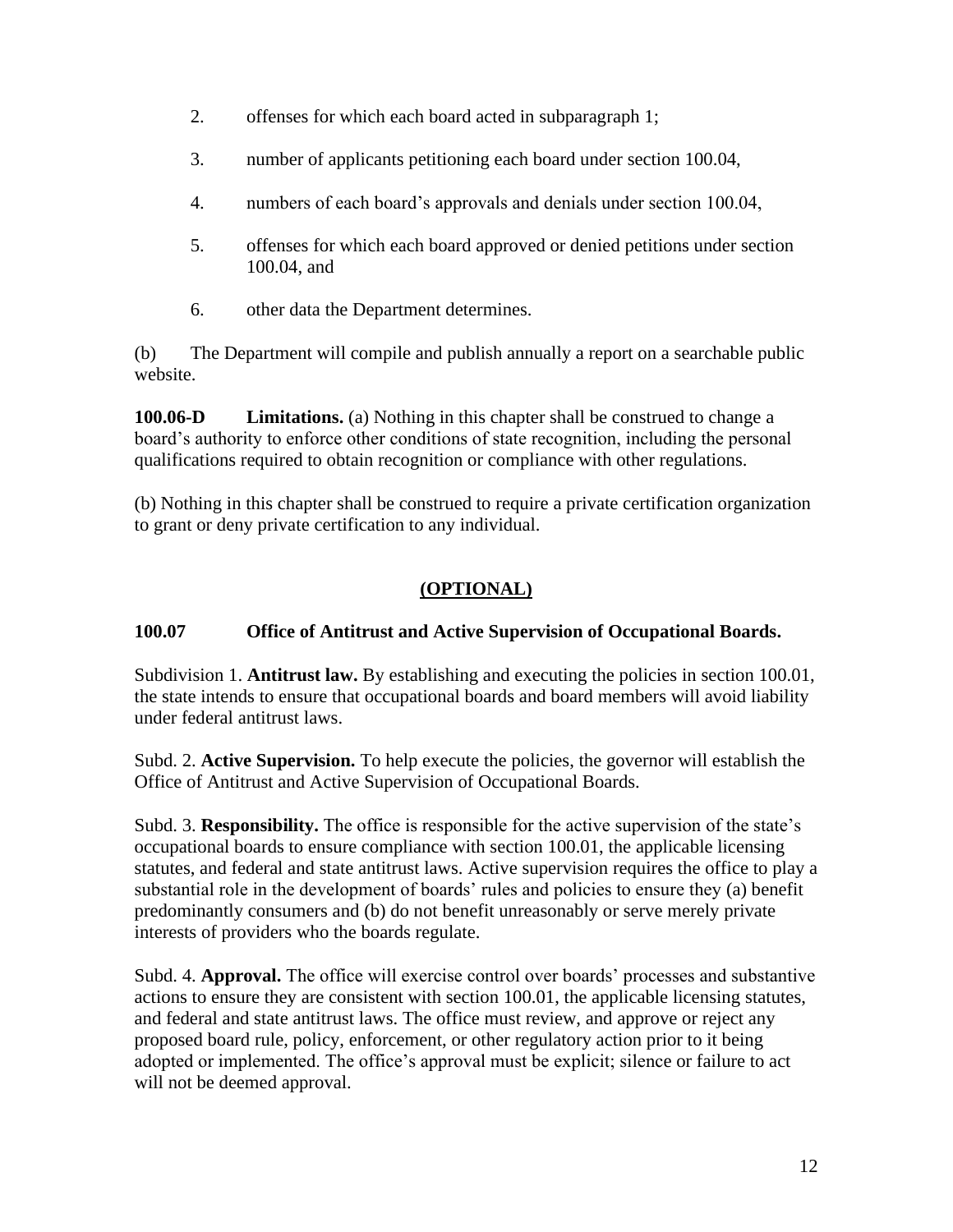2. offenses for which each board acted in subparagraph 1;

3. number of applicants petitioning each board under section 100.04,

4. numbers of each board's approvals and denials under section 100.04,

5. offenses for which each board approved or denied petitions under section 100.04, and

6. other data the Department determines.

(b) The Department will compile and publish annually a report on a searchable public website.

**100.06-D Limitations.** (a) Nothing in this chapter shall be construed to change a board's authority to enforce other conditions of state recognition, including the personal qualifications required to obtain recognition or compliance with other regulations.

(b) Nothing in this chapter shall be construed to require a private certification organization to grant or deny private certification to any individual.

**(OPTIONAL)**

**100.07 Office of Antitrust and Active Supervision of Occupational Boards.**

Subdivision 1. **Antitrust law.** By establishing and executing the policies in section 100.01, the state intends to ensure that occupational boards and board members will avoid liability under federal antitrust laws.

Subd. 2. **Active Supervision.** To help execute the policies, the governor will establish the Office of Antitrust and Active Supervision of Occupational Boards.

Subd. 3. **Responsibility.** The office is responsible for the active supervision of the state's occupational boards to ensure compliance with section 100.01, the applicable licensing statutes, and federal and state antitrust laws. Active supervision requires the office to play a substantial role in the development of boards' rules and policies to ensure they (a) benefit predominantly consumers and (b) do not benefit unreasonably or serve merely private interests of providers who the boards regulate.

Subd. 4. **Approval.** The office will exercise control over boards' processes and substantive actions to ensure they are consistent with section 100.01, the applicable licensing statutes, and federal and state antitrust laws. The office must review, and approve or reject any proposed board rule, policy, enforcement, or other regulatory action prior to it being adopted or implemented. The office's approval must be explicit; silence or failure to act will not be deemed approval.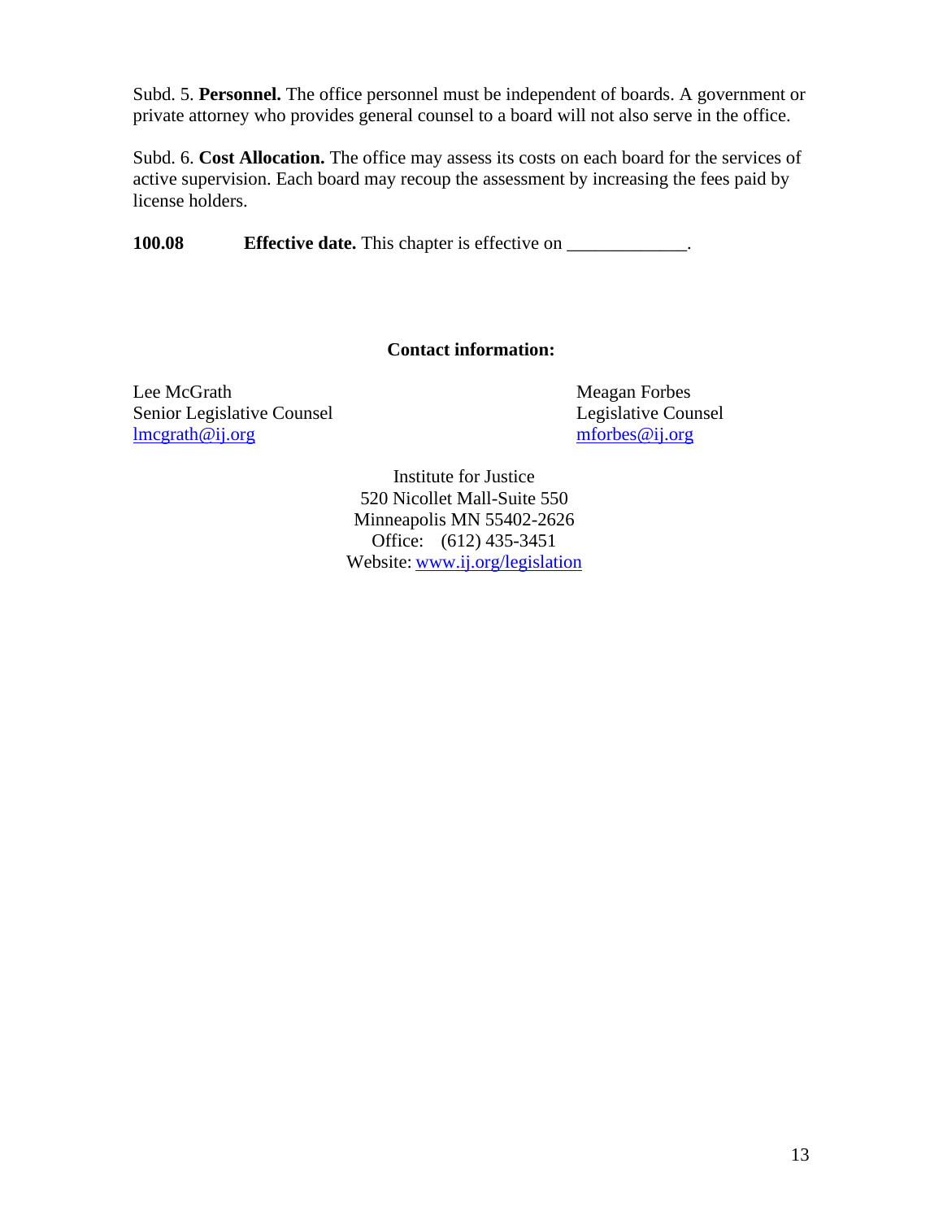Subd. 5. **Personnel.** The office personnel must be independent of boards. A government or private attorney who provides general counsel to a board will not also serve in the office.

Subd. 6. **Cost Allocation.** The office may assess its costs on each board for the services of active supervision. Each board may recoup the assessment by increasing the fees paid by license holders.

**100.08** **Effective date.** This chapter is effective on _____________.

**Contact information:**

Lee McGrath
Senior Legislative Counsel
lmcgrath@ij.org

Meagan Forbes
Legislative Counsel
mforbes@ij.org

Institute for Justice
520 Nicollet Mall-Suite 550
Minneapolis MN 55402-2626
Office: (612) 435-3451
Website: www.ij.org/legislation